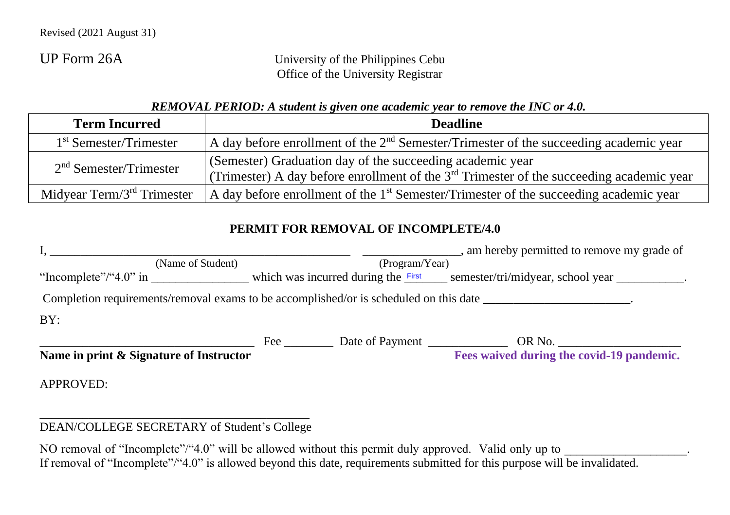Revised (2021 August 31)

UP Form 26A

University of the Philippines Cebu
Office of the University Registrar

***REMOVAL PERIOD: A student is given one academic year to remove the INC or 4.0.***

| Term Incurred | Deadline |
|---|---|
| 1st Semester/Trimester | A day before enrollment of the 2nd Semester/Trimester of the succeeding academic year |
| 2nd Semester/Trimester | (Semester) Graduation day of the succeeding academic year<br>(Trimester) A day before enrollment of the 3rd Trimester of the succeeding academic year |
| Midyear Term/3rd Trimester | A day before enrollment of the 1st Semester/Trimester of the succeeding academic year |

**PERMIT FOR REMOVAL OF INCOMPLETE/4.0**

I, ______________________________ (Name of Student) ______________ (Program/Year), am hereby permitted to remove my grade of "Incomplete"/"4.0" in ______________ which was incurred during the First______ semester/tri/midyear, school year ___________.

Completion requirements/removal exams to be accomplished/or is scheduled on this date ________________________.

BY:

______________________________ Fee ________ Date of Payment _____________ OR No. ___________________

**Name in print & Signature of Instructor**

**Fees waived during the covid-19 pandemic.**

APPROVED:

__________________________________________
DEAN/COLLEGE SECRETARY of Student's College

NO removal of "Incomplete"/"4.0" will be allowed without this permit duly approved. Valid only up to ____________________.
If removal of "Incomplete"/"4.0" is allowed beyond this date, requirements submitted for this purpose will be invalidated.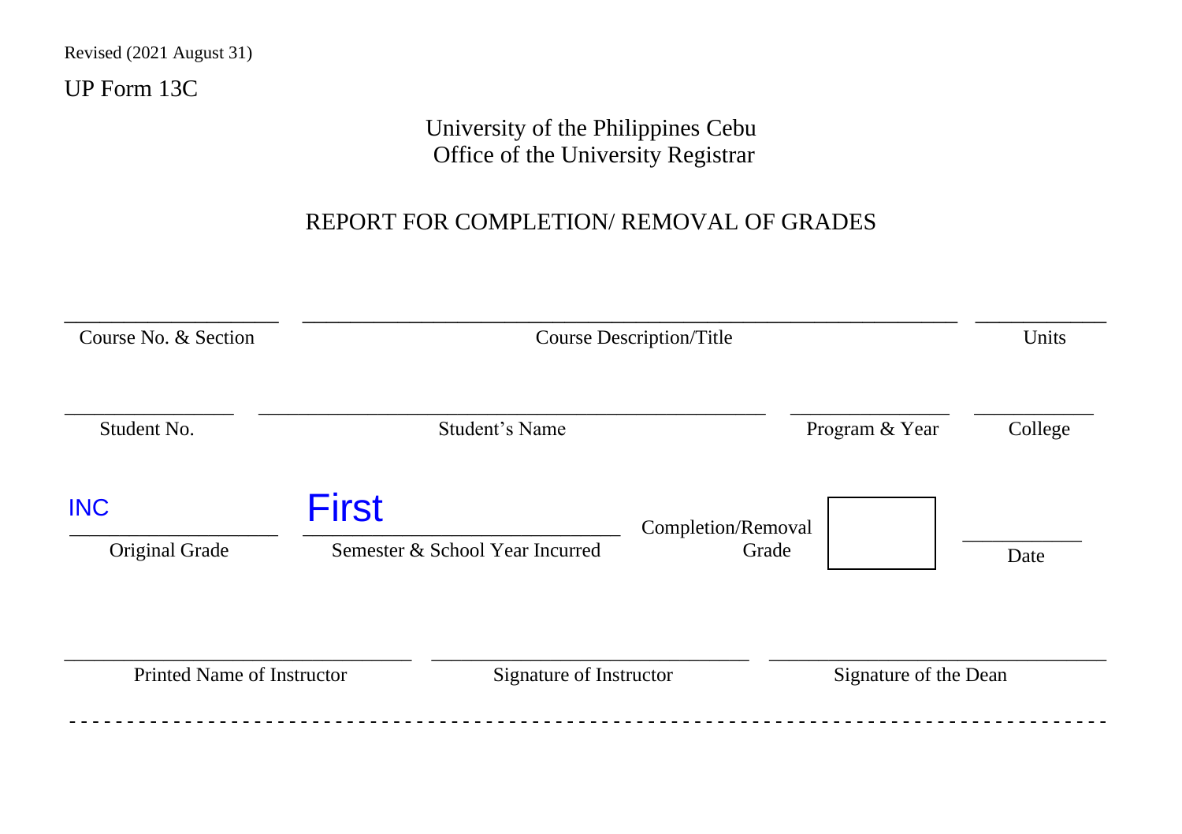Revised (2021 August 31)

UP Form 13C

University of the Philippines Cebu
Office of the University Registrar

## REPORT FOR COMPLETION/ REMOVAL OF GRADES

| | | |
|---|---|---|
| ____________ | ____________________________ | ______ |
| Course No. & Section | Course Description/Title | Units |

| | | | |
|---|---|---|---|
| ____________ | ____________________________ | ____________ | ______ |
| Student No. | Student's Name | Program & Year | College |

| | | | |
|---|---|---|---|
| INC | First | | ______ |
| Original Grade | Semester & School Year Incurred | Completion/Removal Grade | Date |

| | | |
|---|---|---|
| ____________________ | ____________________ | ____________________ |
| Printed Name of Instructor | Signature of Instructor | Signature of the Dean |

- - - - - - - - - - - - - - - - - - - - - - - - - - - - - - - - - - - - - - - - - - - - - - - - - - - - - - - - - - - - - - - -